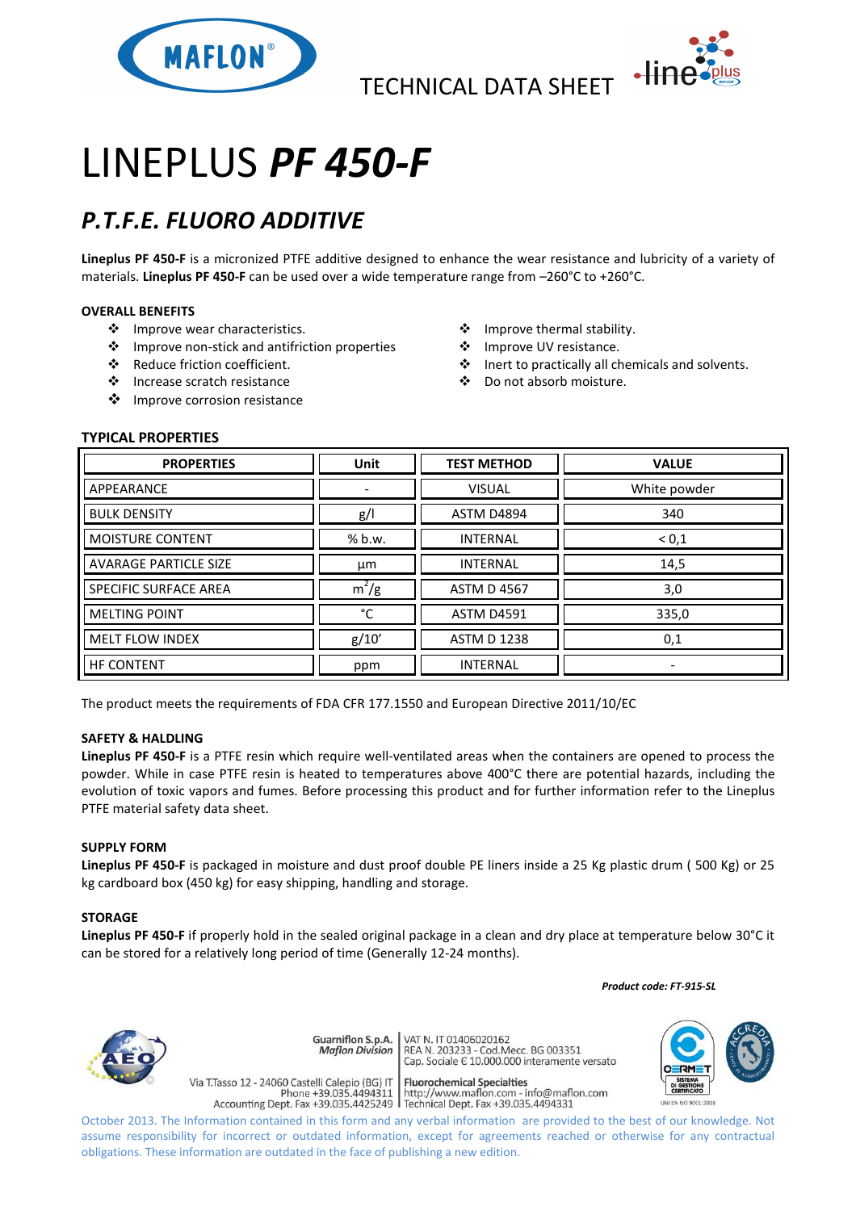TECHNICAL DATA SHEET

# LINEPLUS ***PF 450-F***

## *P.T.F.E. FLUORO ADDITIVE*

**Lineplus PF 450-F** is a micronized PTFE additive designed to enhance the wear resistance and lubricity of a variety of materials. **Lineplus PF 450-F** can be used over a wide temperature range from –260°C to +260°C.

### OVERALL BENEFITS

- Improve wear characteristics.
- Improve non-stick and antifriction properties
- Reduce friction coefficient.
- Increase scratch resistance
- Improve corrosion resistance
- Improve thermal stability.
- Improve UV resistance.
- Inert to practically all chemicals and solvents.
- Do not absorb moisture.

### TYPICAL PROPERTIES

| PROPERTIES | Unit | TEST METHOD | VALUE |
|---|---|---|---|
| APPEARANCE | - | VISUAL | White powder |
| BULK DENSITY | g/l | ASTM D4894 | 340 |
| MOISTURE CONTENT | % b.w. | INTERNAL | < 0,1 |
| AVARAGE PARTICLE SIZE | µm | INTERNAL | 14,5 |
| SPECIFIC SURFACE AREA | $m^2/g$ | ASTM D 4567 | 3,0 |
| MELTING POINT | °C | ASTM D4591 | 335,0 |
| MELT FLOW INDEX | g/10' | ASTM D 1238 | 0,1 |
| HF CONTENT | ppm | INTERNAL | - |

The product meets the requirements of FDA CFR 177.1550 and European Directive 2011/10/EC

### SAFETY & HALDLING

**Lineplus PF 450-F** is a PTFE resin which require well-ventilated areas when the containers are opened to process the powder. While in case PTFE resin is heated to temperatures above 400°C there are potential hazards, including the evolution of toxic vapors and fumes. Before processing this product and for further information refer to the Lineplus PTFE material safety data sheet.

### SUPPLY FORM

**Lineplus PF 450-F** is packaged in moisture and dust proof double PE liners inside a 25 Kg plastic drum ( 500 Kg) or 25 kg cardboard box (450 kg) for easy shipping, handling and storage.

### STORAGE

**Lineplus PF 450-F** if properly hold in the sealed original package in a clean and dry place at temperature below 30°C it can be stored for a relatively long period of time (Generally 12-24 months).

***Product code: FT-915-SL***

Guarniflon S.p.A. *Maflon Division* | VAT N. IT 01406020162
REA N. 203233 - Cod.Mecc. BG 003351
Cap. Sociale € 10.000.000 interamente versato

Via T.Tasso 12 - 24060 Castelli Calepio (BG) IT
Phone +39.035.4494311
Accounting Dept. Fax +39.035.4425249 | Fluorochemical Specialties
http://www.maflon.com - info@maflon.com
Technical Dept. Fax +39.035.4494331

October 2013. The Information contained in this form and any verbal information are provided to the best of our knowledge. Not assume responsibility for incorrect or outdated information, except for agreements reached or otherwise for any contractual obligations. These information are outdated in the face of publishing a new edition.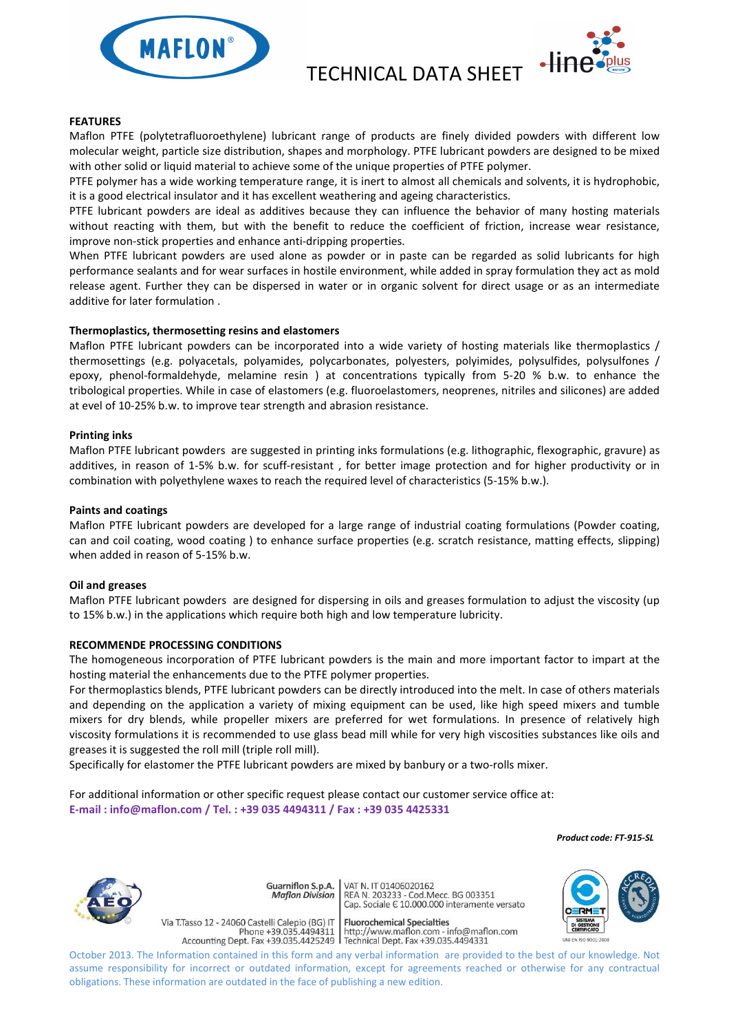# TECHNICAL DATA SHEET

**FEATURES**

Maflon PTFE (polytetrafluoroethylene) lubricant range of products are finely divided powders with different low molecular weight, particle size distribution, shapes and morphology. PTFE lubricant powders are designed to be mixed with other solid or liquid material to achieve some of the unique properties of PTFE polymer.

PTFE polymer has a wide working temperature range, it is inert to almost all chemicals and solvents, it is hydrophobic, it is a good electrical insulator and it has excellent weathering and ageing characteristics.

PTFE lubricant powders are ideal as additives because they can influence the behavior of many hosting materials without reacting with them, but with the benefit to reduce the coefficient of friction, increase wear resistance, improve non-stick properties and enhance anti-dripping properties.

When PTFE lubricant powders are used alone as powder or in paste can be regarded as solid lubricants for high performance sealants and for wear surfaces in hostile environment, while added in spray formulation they act as mold release agent. Further they can be dispersed in water or in organic solvent for direct usage or as an intermediate additive for later formulation .

**Thermoplastics, thermosetting resins and elastomers**

Maflon PTFE lubricant powders can be incorporated into a wide variety of hosting materials like thermoplastics / thermosettings (e.g. polyacetals, polyamides, polycarbonates, polyesters, polyimides, polysulfides, polysulfones / epoxy, phenol-formaldehyde, melamine resin ) at concentrations typically from 5-20 % b.w. to enhance the tribological properties. While in case of elastomers (e.g. fluoroelastomers, neoprenes, nitriles and silicones) are added at evel of 10-25% b.w. to improve tear strength and abrasion resistance.

**Printing inks**

Maflon PTFE lubricant powders are suggested in printing inks formulations (e.g. lithographic, flexographic, gravure) as additives, in reason of 1-5% b.w. for scuff-resistant , for better image protection and for higher productivity or in combination with polyethylene waxes to reach the required level of characteristics (5-15% b.w.).

**Paints and coatings**

Maflon PTFE lubricant powders are developed for a large range of industrial coating formulations (Powder coating, can and coil coating, wood coating ) to enhance surface properties (e.g. scratch resistance, matting effects, slipping) when added in reason of 5-15% b.w.

**Oil and greases**

Maflon PTFE lubricant powders are designed for dispersing in oils and greases formulation to adjust the viscosity (up to 15% b.w.) in the applications which require both high and low temperature lubricity.

**RECOMMENDE PROCESSING CONDITIONS**

The homogeneous incorporation of PTFE lubricant powders is the main and more important factor to impart at the hosting material the enhancements due to the PTFE polymer properties.

For thermoplastics blends, PTFE lubricant powders can be directly introduced into the melt. In case of others materials and depending on the application a variety of mixing equipment can be used, like high speed mixers and tumble mixers for dry blends, while propeller mixers are preferred for wet formulations. In presence of relatively high viscosity formulations it is recommended to use glass bead mill while for very high viscosities substances like oils and greases it is suggested the roll mill (triple roll mill).

Specifically for elastomer the PTFE lubricant powders are mixed by banbury or a two-rolls mixer.

For additional information or other specific request please contact our customer service office at:
**E-mail : info@maflon.com / Tel. : +39 035 4494311 / Fax : +39 035 4425331**

***Product code: FT-915-SL***

Guarniflon S.p.A. *Maflon Division*
Via T.Tasso 12 - 24060 Castelli Calepio (BG) IT
Phone +39.035.4494311
Accounting Dept. Fax +39.035.4425249

VAT N. IT 01406020162
REA N. 203233 - Cod.Mecc. BG 003351
Cap. Sociale € 10.000.000 interamente versato
**Fluorochemical Specialties**
http://www.maflon.com - info@maflon.com
Technical Dept. Fax +39.035.4494331

October 2013. The Information contained in this form and any verbal information are provided to the best of our knowledge. Not assume responsibility for incorrect or outdated information, except for agreements reached or otherwise for any contractual obligations. These information are outdated in the face of publishing a new edition.